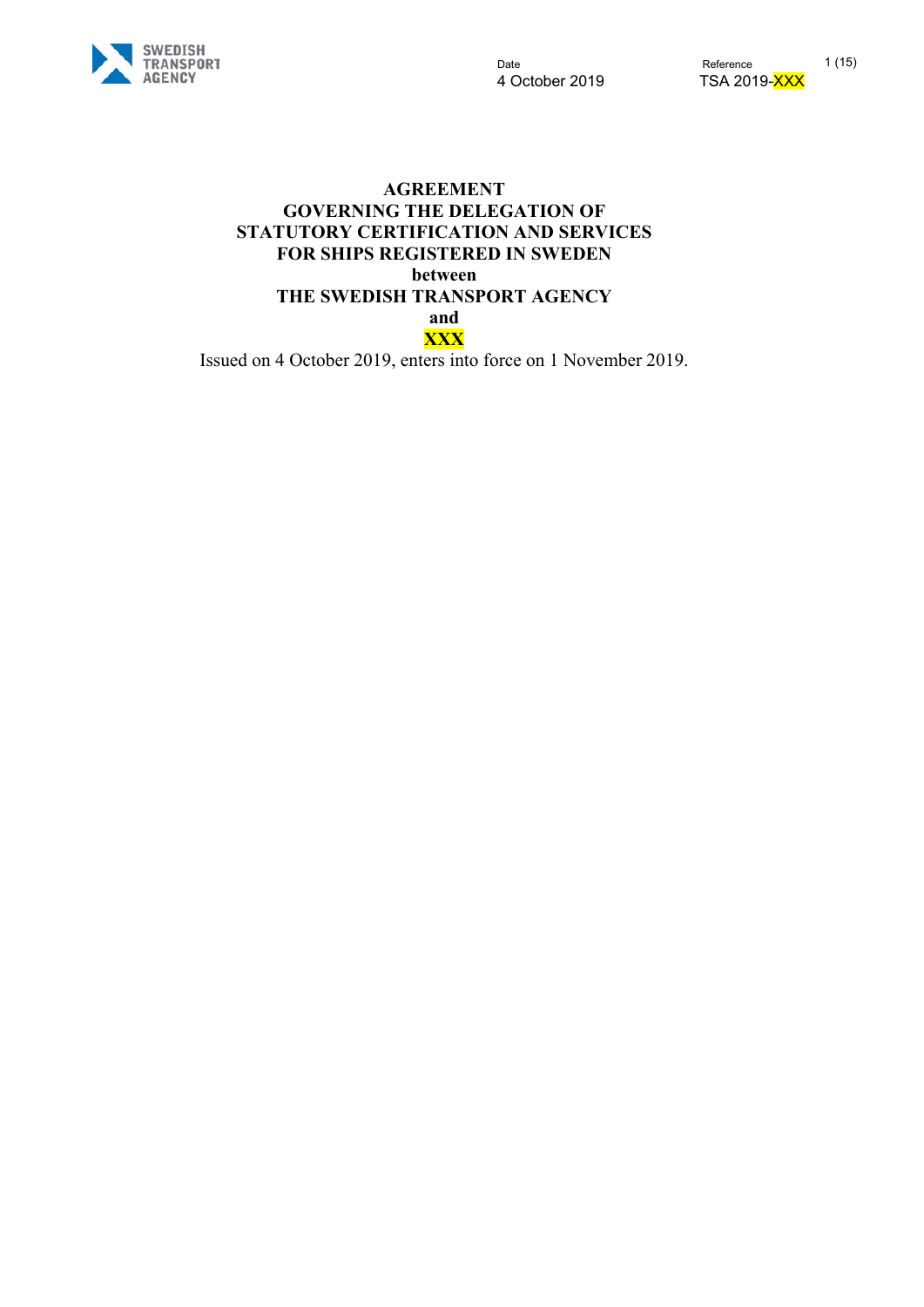Date
4 October 2019

Reference
TSA 2019-XXX

# AGREEMENT
# GOVERNING THE DELEGATION OF STATUTORY CERTIFICATION AND SERVICES FOR SHIPS REGISTERED IN SWEDEN

**between**

**THE SWEDISH TRANSPORT AGENCY**

**and**

**XXX**

Issued on 4 October 2019, enters into force on 1 November 2019.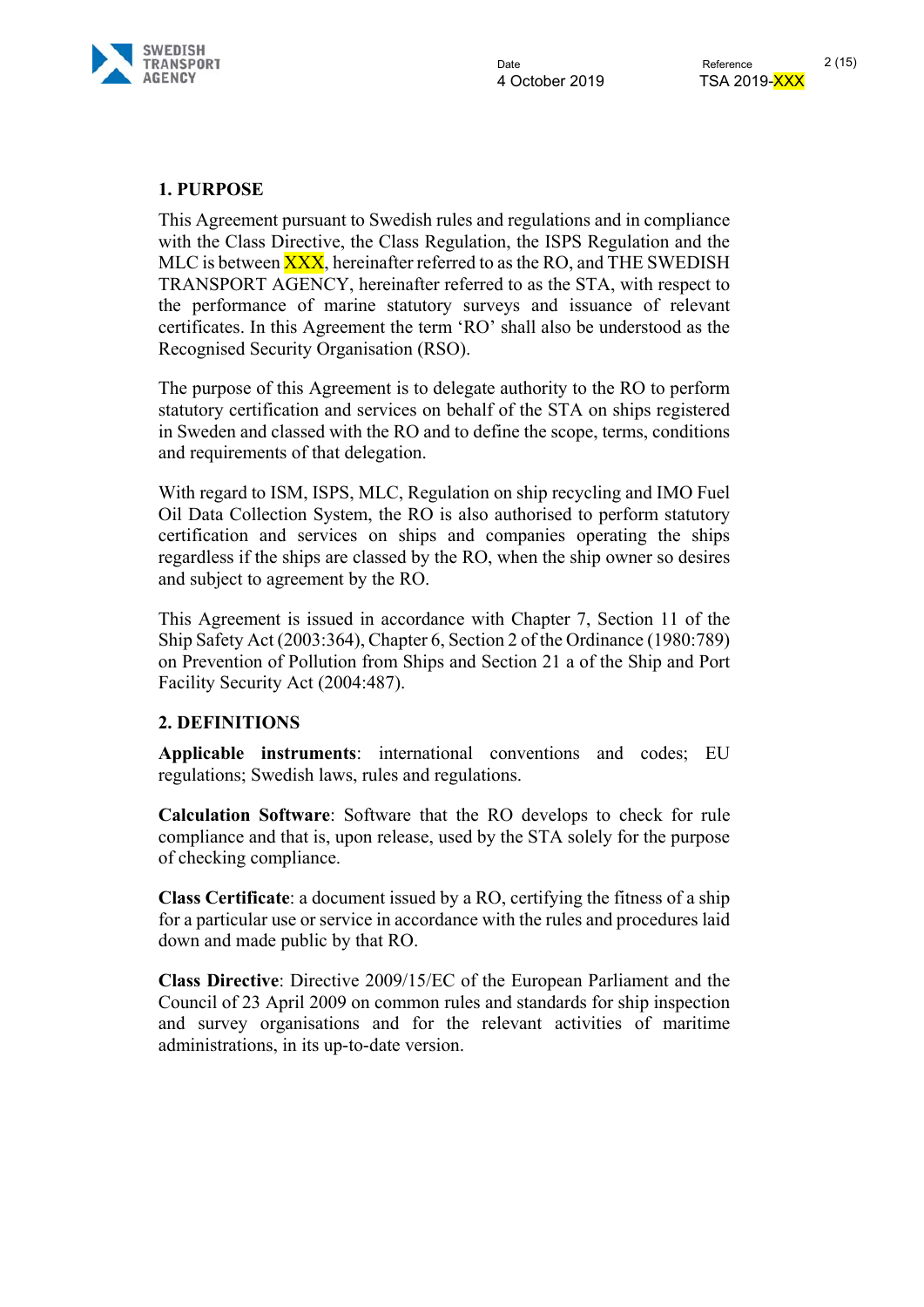## 1. PURPOSE

This Agreement pursuant to Swedish rules and regulations and in compliance with the Class Directive, the Class Regulation, the ISPS Regulation and the MLC is between XXX, hereinafter referred to as the RO, and THE SWEDISH TRANSPORT AGENCY, hereinafter referred to as the STA, with respect to the performance of marine statutory surveys and issuance of relevant certificates. In this Agreement the term 'RO' shall also be understood as the Recognised Security Organisation (RSO).

The purpose of this Agreement is to delegate authority to the RO to perform statutory certification and services on behalf of the STA on ships registered in Sweden and classed with the RO and to define the scope, terms, conditions and requirements of that delegation.

With regard to ISM, ISPS, MLC, Regulation on ship recycling and IMO Fuel Oil Data Collection System, the RO is also authorised to perform statutory certification and services on ships and companies operating the ships regardless if the ships are classed by the RO, when the ship owner so desires and subject to agreement by the RO.

This Agreement is issued in accordance with Chapter 7, Section 11 of the Ship Safety Act (2003:364), Chapter 6, Section 2 of the Ordinance (1980:789) on Prevention of Pollution from Ships and Section 21 a of the Ship and Port Facility Security Act (2004:487).

## 2. DEFINITIONS

**Applicable instruments**: international conventions and codes; EU regulations; Swedish laws, rules and regulations.

**Calculation Software**: Software that the RO develops to check for rule compliance and that is, upon release, used by the STA solely for the purpose of checking compliance.

**Class Certificate**: a document issued by a RO, certifying the fitness of a ship for a particular use or service in accordance with the rules and procedures laid down and made public by that RO.

**Class Directive**: Directive 2009/15/EC of the European Parliament and the Council of 23 April 2009 on common rules and standards for ship inspection and survey organisations and for the relevant activities of maritime administrations, in its up-to-date version.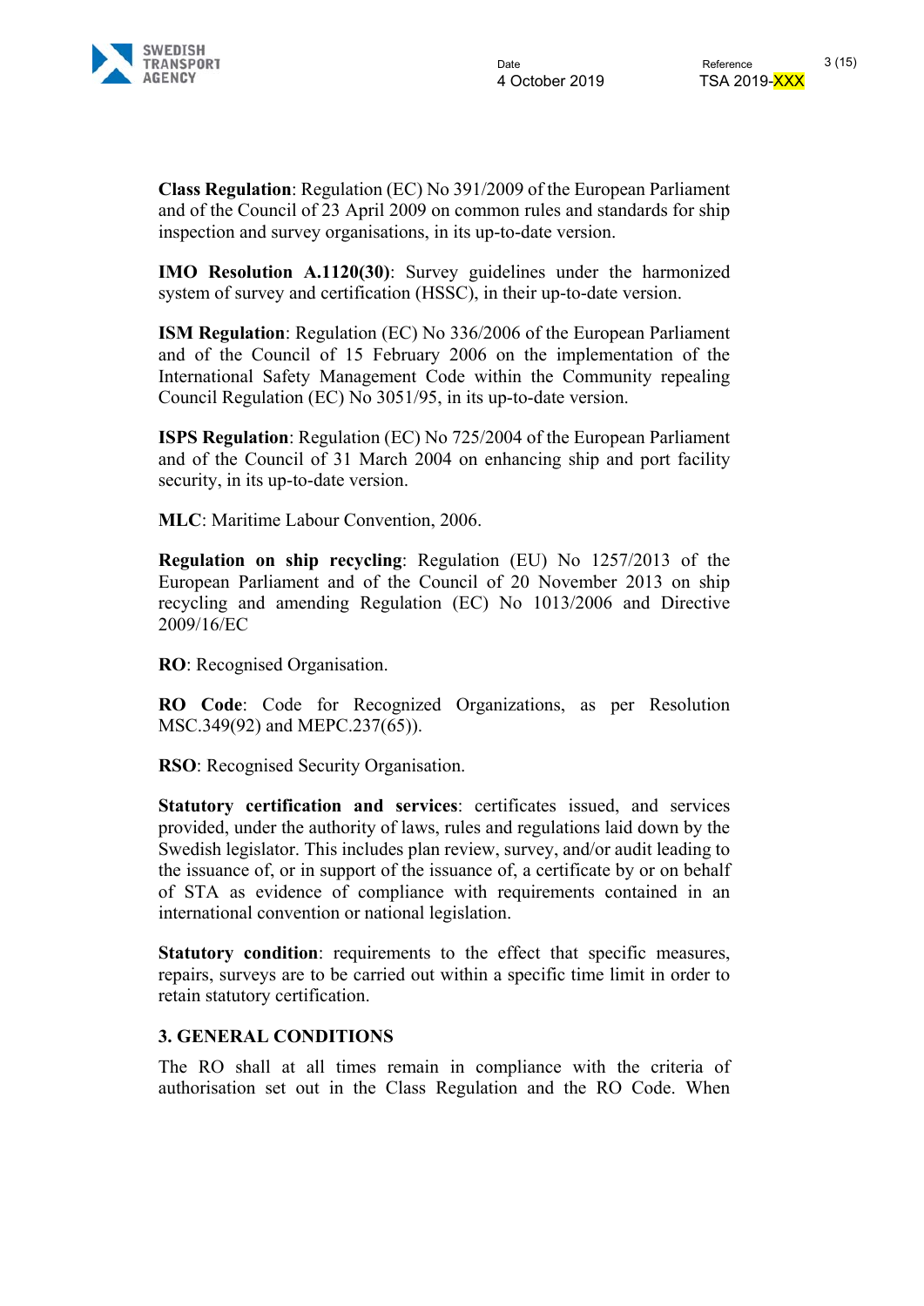**Class Regulation**: Regulation (EC) No 391/2009 of the European Parliament and of the Council of 23 April 2009 on common rules and standards for ship inspection and survey organisations, in its up-to-date version.

**IMO Resolution A.1120(30)**: Survey guidelines under the harmonized system of survey and certification (HSSC), in their up-to-date version.

**ISM Regulation**: Regulation (EC) No 336/2006 of the European Parliament and of the Council of 15 February 2006 on the implementation of the International Safety Management Code within the Community repealing Council Regulation (EC) No 3051/95, in its up-to-date version.

**ISPS Regulation**: Regulation (EC) No 725/2004 of the European Parliament and of the Council of 31 March 2004 on enhancing ship and port facility security, in its up-to-date version.

**MLC**: Maritime Labour Convention, 2006.

**Regulation on ship recycling**: Regulation (EU) No 1257/2013 of the European Parliament and of the Council of 20 November 2013 on ship recycling and amending Regulation (EC) No 1013/2006 and Directive 2009/16/EC

**RO**: Recognised Organisation.

**RO Code**: Code for Recognized Organizations, as per Resolution MSC.349(92) and MEPC.237(65)).

**RSO**: Recognised Security Organisation.

**Statutory certification and services**: certificates issued, and services provided, under the authority of laws, rules and regulations laid down by the Swedish legislator. This includes plan review, survey, and/or audit leading to the issuance of, or in support of the issuance of, a certificate by or on behalf of STA as evidence of compliance with requirements contained in an international convention or national legislation.

**Statutory condition**: requirements to the effect that specific measures, repairs, surveys are to be carried out within a specific time limit in order to retain statutory certification.

## 3. GENERAL CONDITIONS

The RO shall at all times remain in compliance with the criteria of authorisation set out in the Class Regulation and the RO Code. When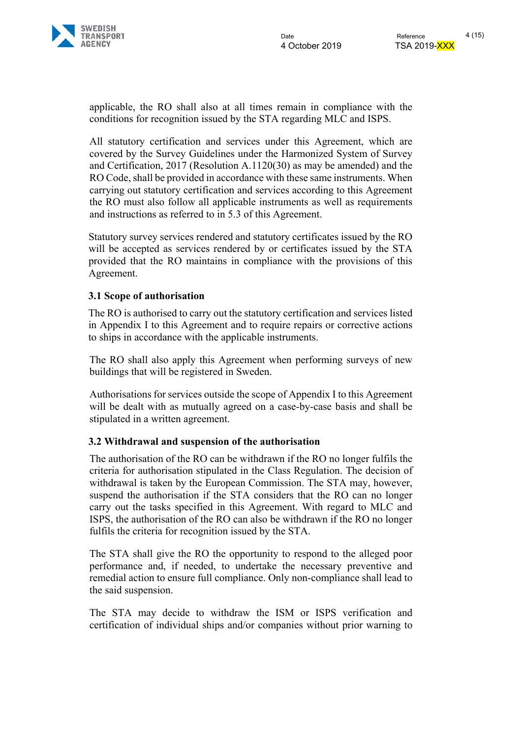applicable, the RO shall also at all times remain in compliance with the conditions for recognition issued by the STA regarding MLC and ISPS.

All statutory certification and services under this Agreement, which are covered by the Survey Guidelines under the Harmonized System of Survey and Certification, 2017 (Resolution A.1120(30) as may be amended) and the RO Code, shall be provided in accordance with these same instruments. When carrying out statutory certification and services according to this Agreement the RO must also follow all applicable instruments as well as requirements and instructions as referred to in 5.3 of this Agreement.

Statutory survey services rendered and statutory certificates issued by the RO will be accepted as services rendered by or certificates issued by the STA provided that the RO maintains in compliance with the provisions of this Agreement.

### 3.1 Scope of authorisation

The RO is authorised to carry out the statutory certification and services listed in Appendix I to this Agreement and to require repairs or corrective actions to ships in accordance with the applicable instruments.

The RO shall also apply this Agreement when performing surveys of new buildings that will be registered in Sweden.

Authorisations for services outside the scope of Appendix I to this Agreement will be dealt with as mutually agreed on a case-by-case basis and shall be stipulated in a written agreement.

### 3.2 Withdrawal and suspension of the authorisation

The authorisation of the RO can be withdrawn if the RO no longer fulfils the criteria for authorisation stipulated in the Class Regulation. The decision of withdrawal is taken by the European Commission. The STA may, however, suspend the authorisation if the STA considers that the RO can no longer carry out the tasks specified in this Agreement. With regard to MLC and ISPS, the authorisation of the RO can also be withdrawn if the RO no longer fulfils the criteria for recognition issued by the STA.

The STA shall give the RO the opportunity to respond to the alleged poor performance and, if needed, to undertake the necessary preventive and remedial action to ensure full compliance. Only non-compliance shall lead to the said suspension.

The STA may decide to withdraw the ISM or ISPS verification and certification of individual ships and/or companies without prior warning to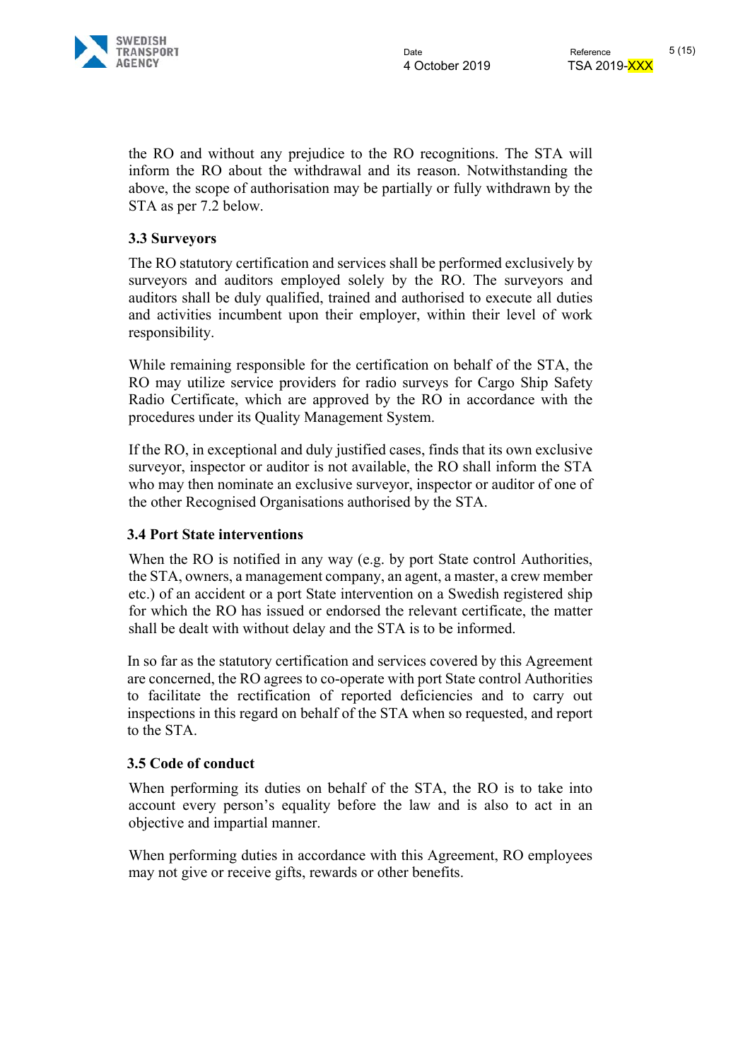the RO and without any prejudice to the RO recognitions. The STA will inform the RO about the withdrawal and its reason. Notwithstanding the above, the scope of authorisation may be partially or fully withdrawn by the STA as per 7.2 below.

### 3.3 Surveyors

The RO statutory certification and services shall be performed exclusively by surveyors and auditors employed solely by the RO. The surveyors and auditors shall be duly qualified, trained and authorised to execute all duties and activities incumbent upon their employer, within their level of work responsibility.

While remaining responsible for the certification on behalf of the STA, the RO may utilize service providers for radio surveys for Cargo Ship Safety Radio Certificate, which are approved by the RO in accordance with the procedures under its Quality Management System.

If the RO, in exceptional and duly justified cases, finds that its own exclusive surveyor, inspector or auditor is not available, the RO shall inform the STA who may then nominate an exclusive surveyor, inspector or auditor of one of the other Recognised Organisations authorised by the STA.

### 3.4 Port State interventions

When the RO is notified in any way (e.g. by port State control Authorities, the STA, owners, a management company, an agent, a master, a crew member etc.) of an accident or a port State intervention on a Swedish registered ship for which the RO has issued or endorsed the relevant certificate, the matter shall be dealt with without delay and the STA is to be informed.

In so far as the statutory certification and services covered by this Agreement are concerned, the RO agrees to co-operate with port State control Authorities to facilitate the rectification of reported deficiencies and to carry out inspections in this regard on behalf of the STA when so requested, and report to the STA.

### 3.5 Code of conduct

When performing its duties on behalf of the STA, the RO is to take into account every person's equality before the law and is also to act in an objective and impartial manner.

When performing duties in accordance with this Agreement, RO employees may not give or receive gifts, rewards or other benefits.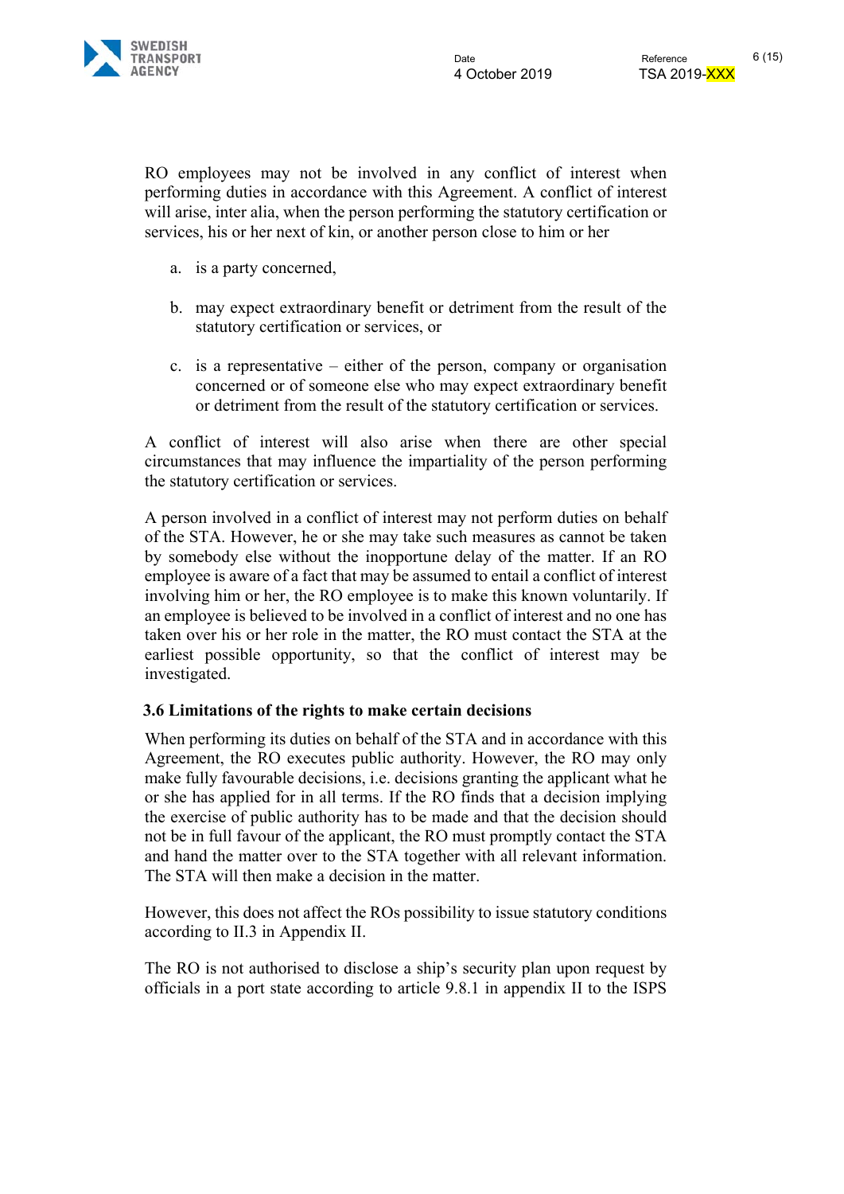RO employees may not be involved in any conflict of interest when performing duties in accordance with this Agreement. A conflict of interest will arise, inter alia, when the person performing the statutory certification or services, his or her next of kin, or another person close to him or her

a. is a party concerned,

b. may expect extraordinary benefit or detriment from the result of the statutory certification or services, or

c. is a representative – either of the person, company or organisation concerned or of someone else who may expect extraordinary benefit or detriment from the result of the statutory certification or services.

A conflict of interest will also arise when there are other special circumstances that may influence the impartiality of the person performing the statutory certification or services.

A person involved in a conflict of interest may not perform duties on behalf of the STA. However, he or she may take such measures as cannot be taken by somebody else without the inopportune delay of the matter. If an RO employee is aware of a fact that may be assumed to entail a conflict of interest involving him or her, the RO employee is to make this known voluntarily. If an employee is believed to be involved in a conflict of interest and no one has taken over his or her role in the matter, the RO must contact the STA at the earliest possible opportunity, so that the conflict of interest may be investigated.

### 3.6 Limitations of the rights to make certain decisions

When performing its duties on behalf of the STA and in accordance with this Agreement, the RO executes public authority. However, the RO may only make fully favourable decisions, i.e. decisions granting the applicant what he or she has applied for in all terms. If the RO finds that a decision implying the exercise of public authority has to be made and that the decision should not be in full favour of the applicant, the RO must promptly contact the STA and hand the matter over to the STA together with all relevant information. The STA will then make a decision in the matter.

However, this does not affect the ROs possibility to issue statutory conditions according to II.3 in Appendix II.

The RO is not authorised to disclose a ship's security plan upon request by officials in a port state according to article 9.8.1 in appendix II to the ISPS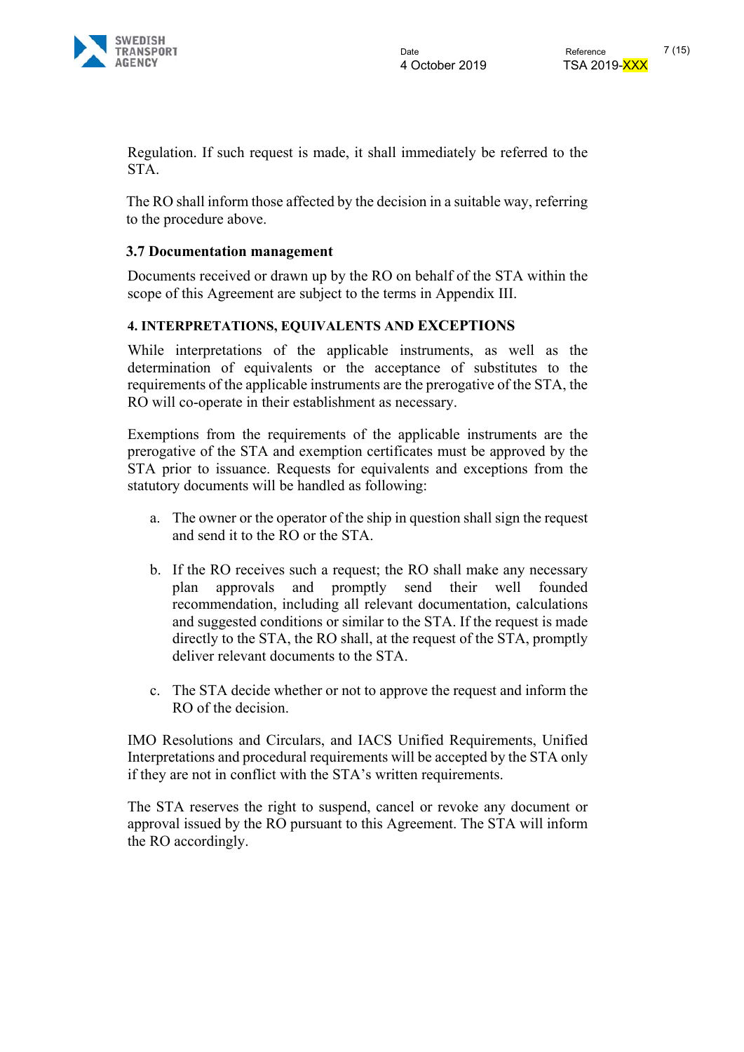Regulation. If such request is made, it shall immediately be referred to the STA.

The RO shall inform those affected by the decision in a suitable way, referring to the procedure above.

### 3.7 Documentation management

Documents received or drawn up by the RO on behalf of the STA within the scope of this Agreement are subject to the terms in Appendix III.

## 4. INTERPRETATIONS, EQUIVALENTS AND EXCEPTIONS

While interpretations of the applicable instruments, as well as the determination of equivalents or the acceptance of substitutes to the requirements of the applicable instruments are the prerogative of the STA, the RO will co-operate in their establishment as necessary.

Exemptions from the requirements of the applicable instruments are the prerogative of the STA and exemption certificates must be approved by the STA prior to issuance. Requests for equivalents and exceptions from the statutory documents will be handled as following:

a. The owner or the operator of the ship in question shall sign the request and send it to the RO or the STA.

b. If the RO receives such a request; the RO shall make any necessary plan approvals and promptly send their well founded recommendation, including all relevant documentation, calculations and suggested conditions or similar to the STA. If the request is made directly to the STA, the RO shall, at the request of the STA, promptly deliver relevant documents to the STA.

c. The STA decide whether or not to approve the request and inform the RO of the decision.

IMO Resolutions and Circulars, and IACS Unified Requirements, Unified Interpretations and procedural requirements will be accepted by the STA only if they are not in conflict with the STA's written requirements.

The STA reserves the right to suspend, cancel or revoke any document or approval issued by the RO pursuant to this Agreement. The STA will inform the RO accordingly.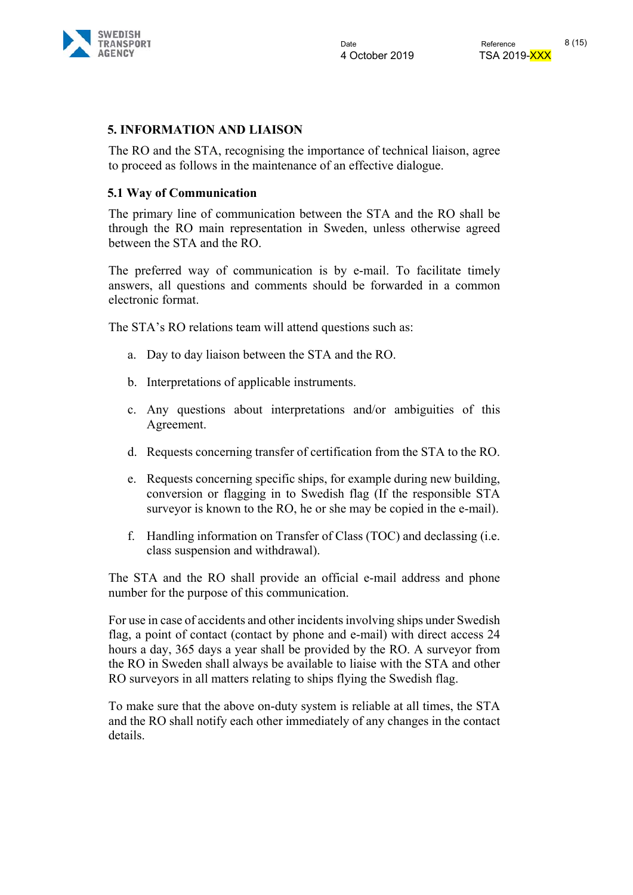## 5. INFORMATION AND LIAISON

The RO and the STA, recognising the importance of technical liaison, agree to proceed as follows in the maintenance of an effective dialogue.

### 5.1 Way of Communication

The primary line of communication between the STA and the RO shall be through the RO main representation in Sweden, unless otherwise agreed between the STA and the RO.

The preferred way of communication is by e-mail. To facilitate timely answers, all questions and comments should be forwarded in a common electronic format.

The STA's RO relations team will attend questions such as:

a. Day to day liaison between the STA and the RO.

b. Interpretations of applicable instruments.

c. Any questions about interpretations and/or ambiguities of this Agreement.

d. Requests concerning transfer of certification from the STA to the RO.

e. Requests concerning specific ships, for example during new building, conversion or flagging in to Swedish flag (If the responsible STA surveyor is known to the RO, he or she may be copied in the e-mail).

f. Handling information on Transfer of Class (TOC) and declassing (i.e. class suspension and withdrawal).

The STA and the RO shall provide an official e-mail address and phone number for the purpose of this communication.

For use in case of accidents and other incidents involving ships under Swedish flag, a point of contact (contact by phone and e-mail) with direct access 24 hours a day, 365 days a year shall be provided by the RO. A surveyor from the RO in Sweden shall always be available to liaise with the STA and other RO surveyors in all matters relating to ships flying the Swedish flag.

To make sure that the above on-duty system is reliable at all times, the STA and the RO shall notify each other immediately of any changes in the contact details.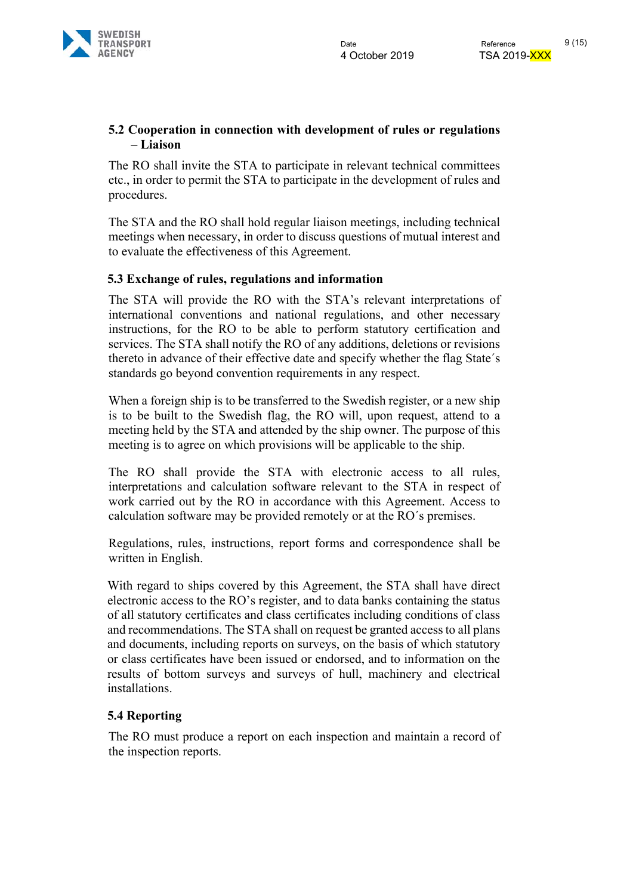### 5.2 Cooperation in connection with development of rules or regulations – Liaison

The RO shall invite the STA to participate in relevant technical committees etc., in order to permit the STA to participate in the development of rules and procedures.

The STA and the RO shall hold regular liaison meetings, including technical meetings when necessary, in order to discuss questions of mutual interest and to evaluate the effectiveness of this Agreement.

### 5.3 Exchange of rules, regulations and information

The STA will provide the RO with the STA's relevant interpretations of international conventions and national regulations, and other necessary instructions, for the RO to be able to perform statutory certification and services. The STA shall notify the RO of any additions, deletions or revisions thereto in advance of their effective date and specify whether the flag State´s standards go beyond convention requirements in any respect.

When a foreign ship is to be transferred to the Swedish register, or a new ship is to be built to the Swedish flag, the RO will, upon request, attend to a meeting held by the STA and attended by the ship owner. The purpose of this meeting is to agree on which provisions will be applicable to the ship.

The RO shall provide the STA with electronic access to all rules, interpretations and calculation software relevant to the STA in respect of work carried out by the RO in accordance with this Agreement. Access to calculation software may be provided remotely or at the RO´s premises.

Regulations, rules, instructions, report forms and correspondence shall be written in English.

With regard to ships covered by this Agreement, the STA shall have direct electronic access to the RO's register, and to data banks containing the status of all statutory certificates and class certificates including conditions of class and recommendations. The STA shall on request be granted access to all plans and documents, including reports on surveys, on the basis of which statutory or class certificates have been issued or endorsed, and to information on the results of bottom surveys and surveys of hull, machinery and electrical installations.

### 5.4 Reporting

The RO must produce a report on each inspection and maintain a record of the inspection reports.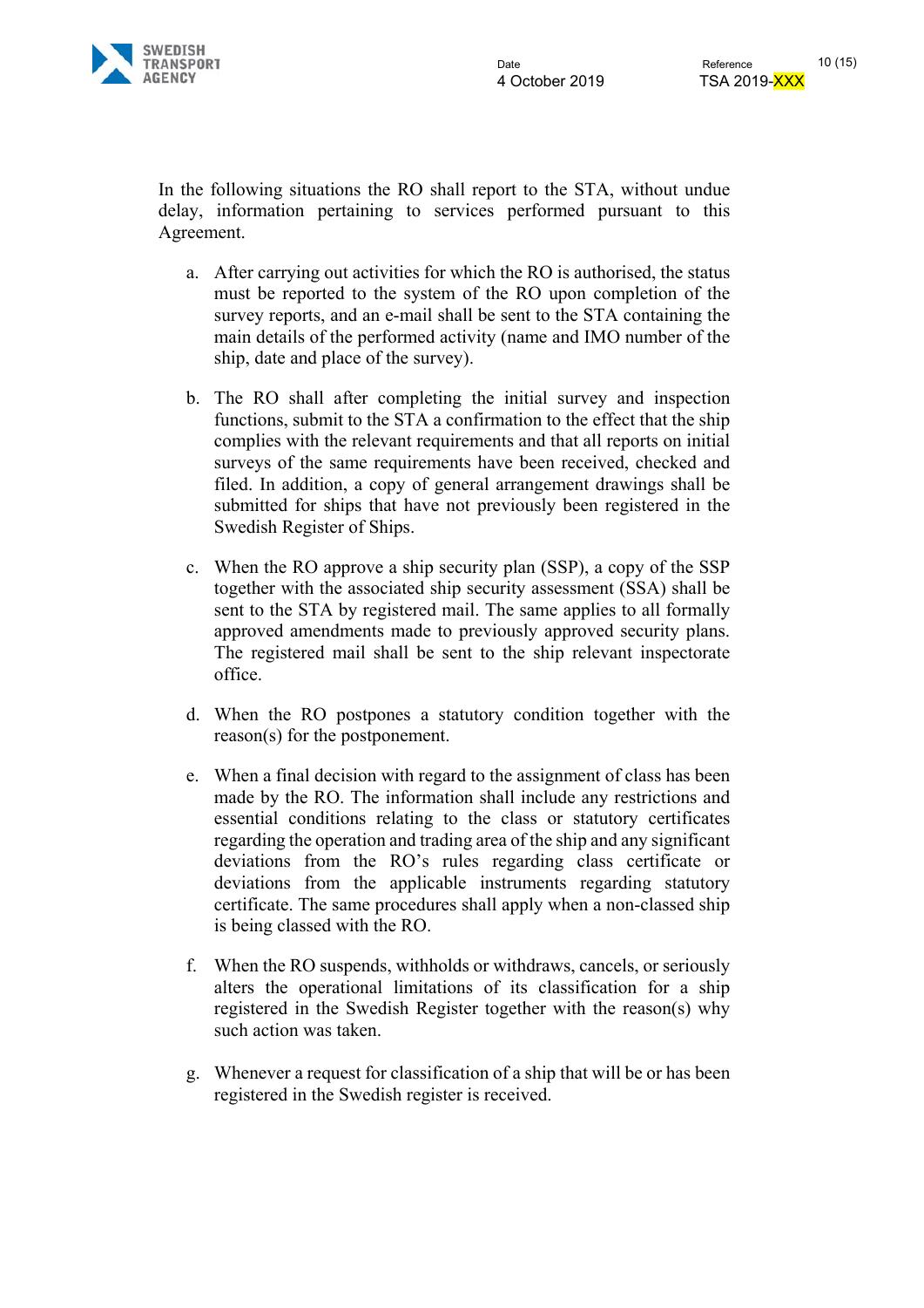In the following situations the RO shall report to the STA, without undue delay, information pertaining to services performed pursuant to this Agreement.

a. After carrying out activities for which the RO is authorised, the status must be reported to the system of the RO upon completion of the survey reports, and an e-mail shall be sent to the STA containing the main details of the performed activity (name and IMO number of the ship, date and place of the survey).

b. The RO shall after completing the initial survey and inspection functions, submit to the STA a confirmation to the effect that the ship complies with the relevant requirements and that all reports on initial surveys of the same requirements have been received, checked and filed. In addition, a copy of general arrangement drawings shall be submitted for ships that have not previously been registered in the Swedish Register of Ships.

c. When the RO approve a ship security plan (SSP), a copy of the SSP together with the associated ship security assessment (SSA) shall be sent to the STA by registered mail. The same applies to all formally approved amendments made to previously approved security plans. The registered mail shall be sent to the ship relevant inspectorate office.

d. When the RO postpones a statutory condition together with the reason(s) for the postponement.

e. When a final decision with regard to the assignment of class has been made by the RO. The information shall include any restrictions and essential conditions relating to the class or statutory certificates regarding the operation and trading area of the ship and any significant deviations from the RO's rules regarding class certificate or deviations from the applicable instruments regarding statutory certificate. The same procedures shall apply when a non-classed ship is being classed with the RO.

f. When the RO suspends, withholds or withdraws, cancels, or seriously alters the operational limitations of its classification for a ship registered in the Swedish Register together with the reason(s) why such action was taken.

g. Whenever a request for classification of a ship that will be or has been registered in the Swedish register is received.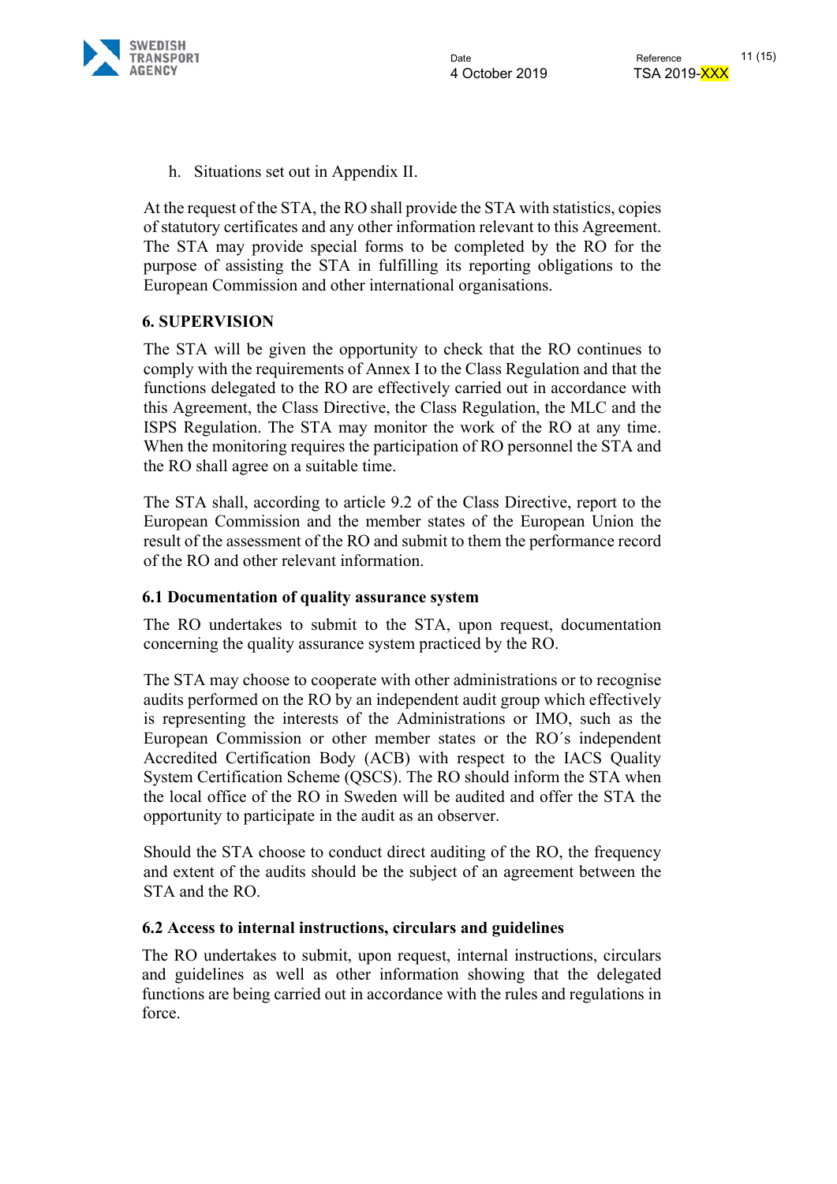h. Situations set out in Appendix II.

At the request of the STA, the RO shall provide the STA with statistics, copies of statutory certificates and any other information relevant to this Agreement. The STA may provide special forms to be completed by the RO for the purpose of assisting the STA in fulfilling its reporting obligations to the European Commission and other international organisations.

## 6. SUPERVISION

The STA will be given the opportunity to check that the RO continues to comply with the requirements of Annex I to the Class Regulation and that the functions delegated to the RO are effectively carried out in accordance with this Agreement, the Class Directive, the Class Regulation, the MLC and the ISPS Regulation. The STA may monitor the work of the RO at any time. When the monitoring requires the participation of RO personnel the STA and the RO shall agree on a suitable time.

The STA shall, according to article 9.2 of the Class Directive, report to the European Commission and the member states of the European Union the result of the assessment of the RO and submit to them the performance record of the RO and other relevant information.

### 6.1 Documentation of quality assurance system

The RO undertakes to submit to the STA, upon request, documentation concerning the quality assurance system practiced by the RO.

The STA may choose to cooperate with other administrations or to recognise audits performed on the RO by an independent audit group which effectively is representing the interests of the Administrations or IMO, such as the European Commission or other member states or the RO´s independent Accredited Certification Body (ACB) with respect to the IACS Quality System Certification Scheme (QSCS). The RO should inform the STA when the local office of the RO in Sweden will be audited and offer the STA the opportunity to participate in the audit as an observer.

Should the STA choose to conduct direct auditing of the RO, the frequency and extent of the audits should be the subject of an agreement between the STA and the RO.

### 6.2 Access to internal instructions, circulars and guidelines

The RO undertakes to submit, upon request, internal instructions, circulars and guidelines as well as other information showing that the delegated functions are being carried out in accordance with the rules and regulations in force.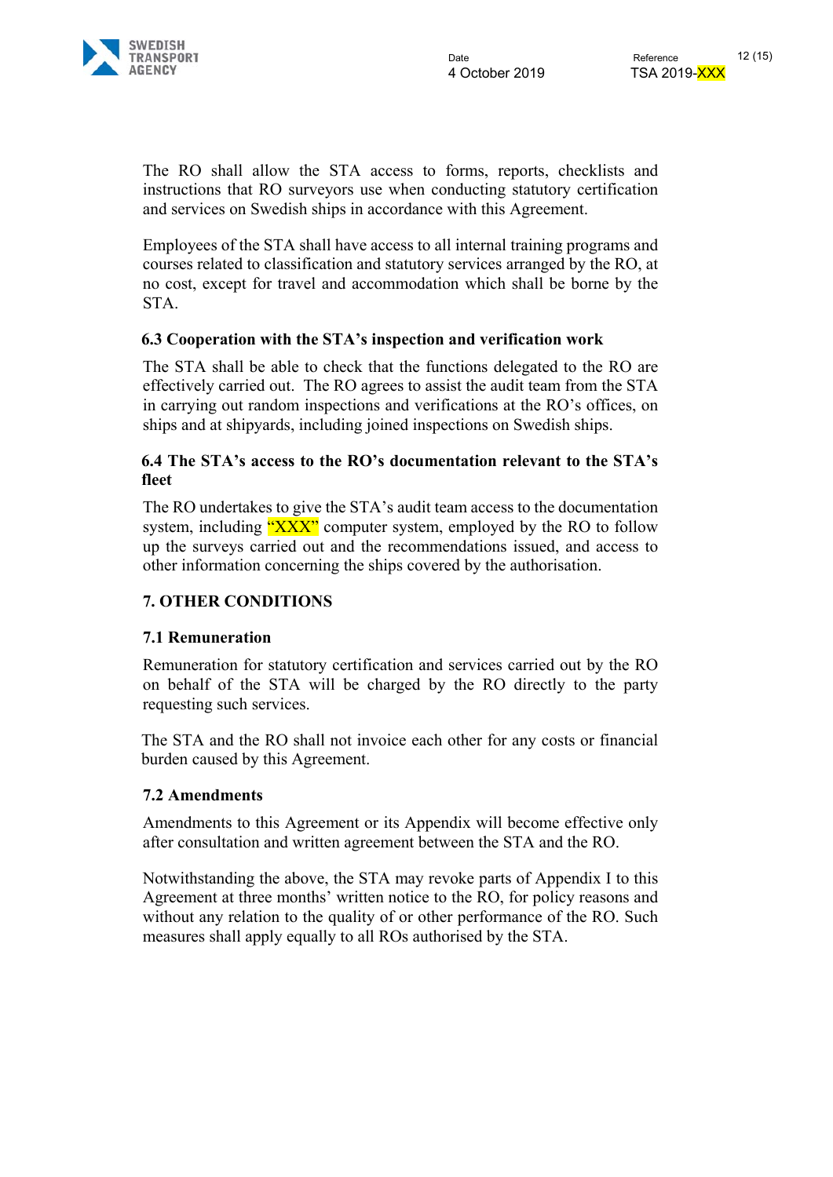The RO shall allow the STA access to forms, reports, checklists and instructions that RO surveyors use when conducting statutory certification and services on Swedish ships in accordance with this Agreement.

Employees of the STA shall have access to all internal training programs and courses related to classification and statutory services arranged by the RO, at no cost, except for travel and accommodation which shall be borne by the STA.

### 6.3 Cooperation with the STA's inspection and verification work

The STA shall be able to check that the functions delegated to the RO are effectively carried out. The RO agrees to assist the audit team from the STA in carrying out random inspections and verifications at the RO's offices, on ships and at shipyards, including joined inspections on Swedish ships.

### 6.4 The STA's access to the RO's documentation relevant to the STA's fleet

The RO undertakes to give the STA's audit team access to the documentation system, including "XXX" computer system, employed by the RO to follow up the surveys carried out and the recommendations issued, and access to other information concerning the ships covered by the authorisation.

## 7. OTHER CONDITIONS

### 7.1 Remuneration

Remuneration for statutory certification and services carried out by the RO on behalf of the STA will be charged by the RO directly to the party requesting such services.

The STA and the RO shall not invoice each other for any costs or financial burden caused by this Agreement.

### 7.2 Amendments

Amendments to this Agreement or its Appendix will become effective only after consultation and written agreement between the STA and the RO.

Notwithstanding the above, the STA may revoke parts of Appendix I to this Agreement at three months' written notice to the RO, for policy reasons and without any relation to the quality of or other performance of the RO. Such measures shall apply equally to all ROs authorised by the STA.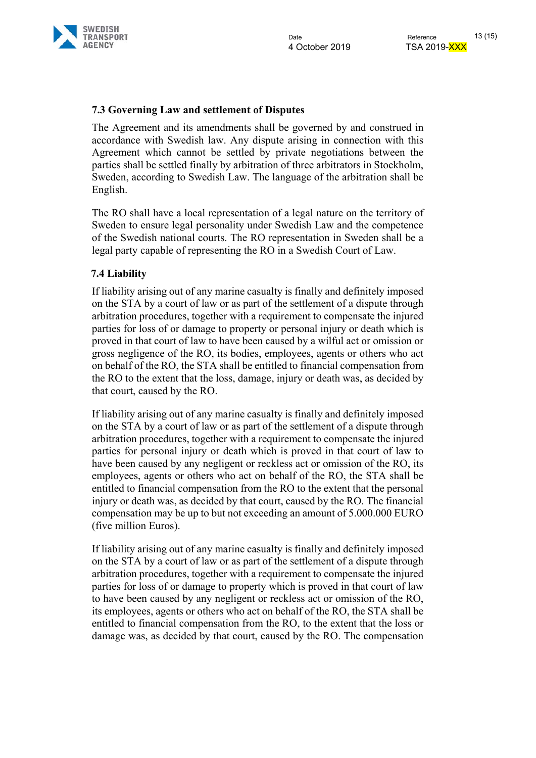### 7.3 Governing Law and settlement of Disputes

The Agreement and its amendments shall be governed by and construed in accordance with Swedish law. Any dispute arising in connection with this Agreement which cannot be settled by private negotiations between the parties shall be settled finally by arbitration of three arbitrators in Stockholm, Sweden, according to Swedish Law. The language of the arbitration shall be English.

The RO shall have a local representation of a legal nature on the territory of Sweden to ensure legal personality under Swedish Law and the competence of the Swedish national courts. The RO representation in Sweden shall be a legal party capable of representing the RO in a Swedish Court of Law.

### 7.4 Liability

If liability arising out of any marine casualty is finally and definitely imposed on the STA by a court of law or as part of the settlement of a dispute through arbitration procedures, together with a requirement to compensate the injured parties for loss of or damage to property or personal injury or death which is proved in that court of law to have been caused by a wilful act or omission or gross negligence of the RO, its bodies, employees, agents or others who act on behalf of the RO, the STA shall be entitled to financial compensation from the RO to the extent that the loss, damage, injury or death was, as decided by that court, caused by the RO.

If liability arising out of any marine casualty is finally and definitely imposed on the STA by a court of law or as part of the settlement of a dispute through arbitration procedures, together with a requirement to compensate the injured parties for personal injury or death which is proved in that court of law to have been caused by any negligent or reckless act or omission of the RO, its employees, agents or others who act on behalf of the RO, the STA shall be entitled to financial compensation from the RO to the extent that the personal injury or death was, as decided by that court, caused by the RO. The financial compensation may be up to but not exceeding an amount of 5.000.000 EURO (five million Euros).

If liability arising out of any marine casualty is finally and definitely imposed on the STA by a court of law or as part of the settlement of a dispute through arbitration procedures, together with a requirement to compensate the injured parties for loss of or damage to property which is proved in that court of law to have been caused by any negligent or reckless act or omission of the RO, its employees, agents or others who act on behalf of the RO, the STA shall be entitled to financial compensation from the RO, to the extent that the loss or damage was, as decided by that court, caused by the RO. The compensation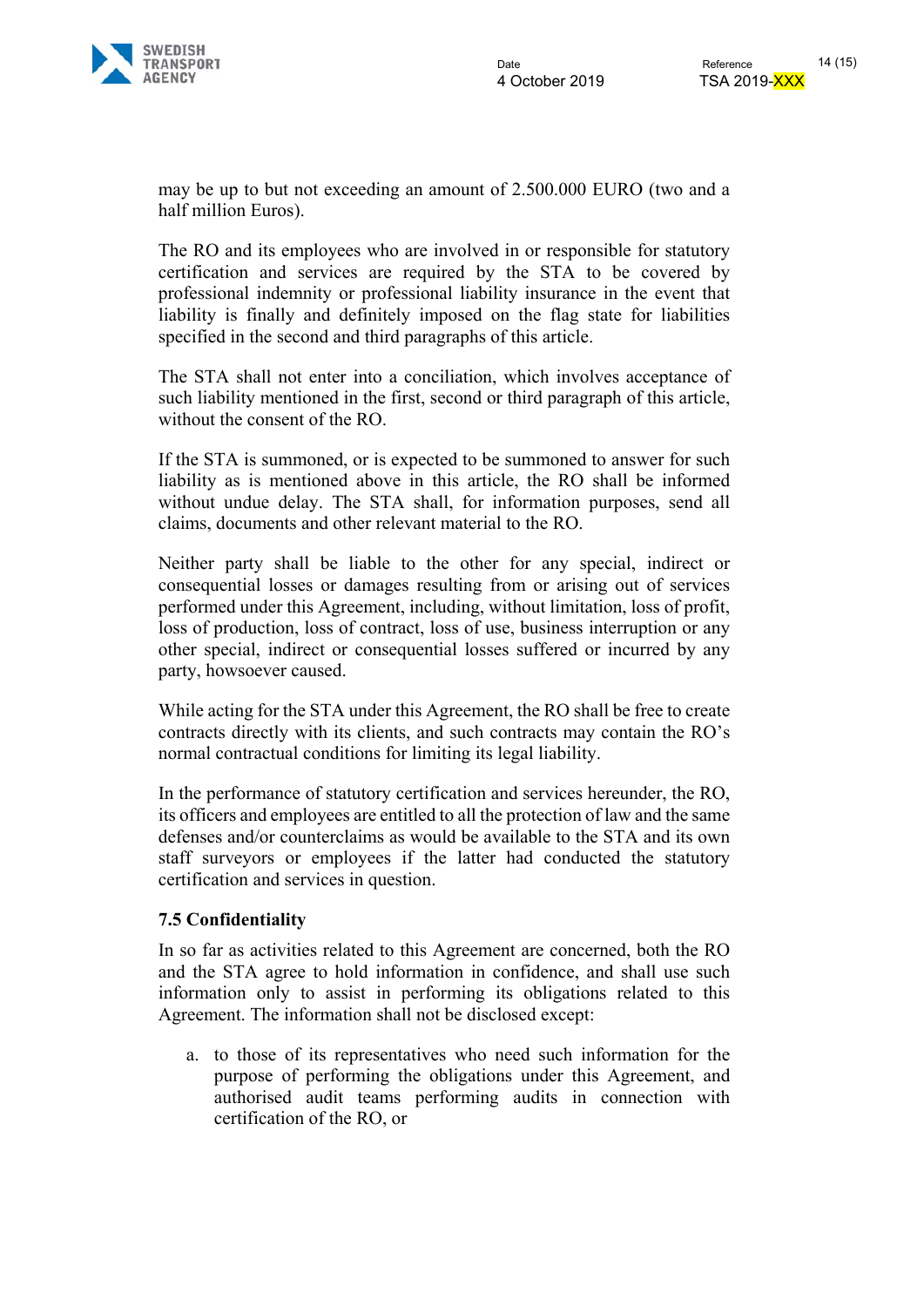may be up to but not exceeding an amount of 2.500.000 EURO (two and a half million Euros).

The RO and its employees who are involved in or responsible for statutory certification and services are required by the STA to be covered by professional indemnity or professional liability insurance in the event that liability is finally and definitely imposed on the flag state for liabilities specified in the second and third paragraphs of this article.

The STA shall not enter into a conciliation, which involves acceptance of such liability mentioned in the first, second or third paragraph of this article, without the consent of the RO.

If the STA is summoned, or is expected to be summoned to answer for such liability as is mentioned above in this article, the RO shall be informed without undue delay. The STA shall, for information purposes, send all claims, documents and other relevant material to the RO.

Neither party shall be liable to the other for any special, indirect or consequential losses or damages resulting from or arising out of services performed under this Agreement, including, without limitation, loss of profit, loss of production, loss of contract, loss of use, business interruption or any other special, indirect or consequential losses suffered or incurred by any party, howsoever caused.

While acting for the STA under this Agreement, the RO shall be free to create contracts directly with its clients, and such contracts may contain the RO's normal contractual conditions for limiting its legal liability.

In the performance of statutory certification and services hereunder, the RO, its officers and employees are entitled to all the protection of law and the same defenses and/or counterclaims as would be available to the STA and its own staff surveyors or employees if the latter had conducted the statutory certification and services in question.

### 7.5 Confidentiality

In so far as activities related to this Agreement are concerned, both the RO and the STA agree to hold information in confidence, and shall use such information only to assist in performing its obligations related to this Agreement. The information shall not be disclosed except:

a. to those of its representatives who need such information for the purpose of performing the obligations under this Agreement, and authorised audit teams performing audits in connection with certification of the RO, or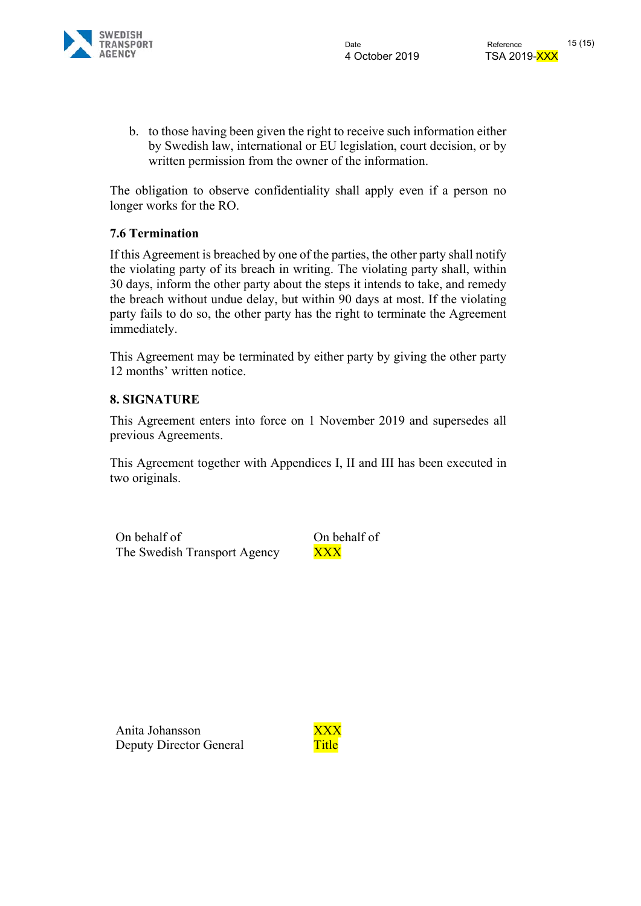b. to those having been given the right to receive such information either by Swedish law, international or EU legislation, court decision, or by written permission from the owner of the information.

The obligation to observe confidentiality shall apply even if a person no longer works for the RO.

### 7.6 Termination

If this Agreement is breached by one of the parties, the other party shall notify the violating party of its breach in writing. The violating party shall, within 30 days, inform the other party about the steps it intends to take, and remedy the breach without undue delay, but within 90 days at most. If the violating party fails to do so, the other party has the right to terminate the Agreement immediately.

This Agreement may be terminated by either party by giving the other party 12 months' written notice.

## 8. SIGNATURE

This Agreement enters into force on 1 November 2019 and supersedes all previous Agreements.

This Agreement together with Appendices I, II and III has been executed in two originals.

| | |
|---|---|
| On behalf of<br>The Swedish Transport Agency | On behalf of<br>XXX |
| Anita Johansson<br>Deputy Director General | XXX<br>Title |